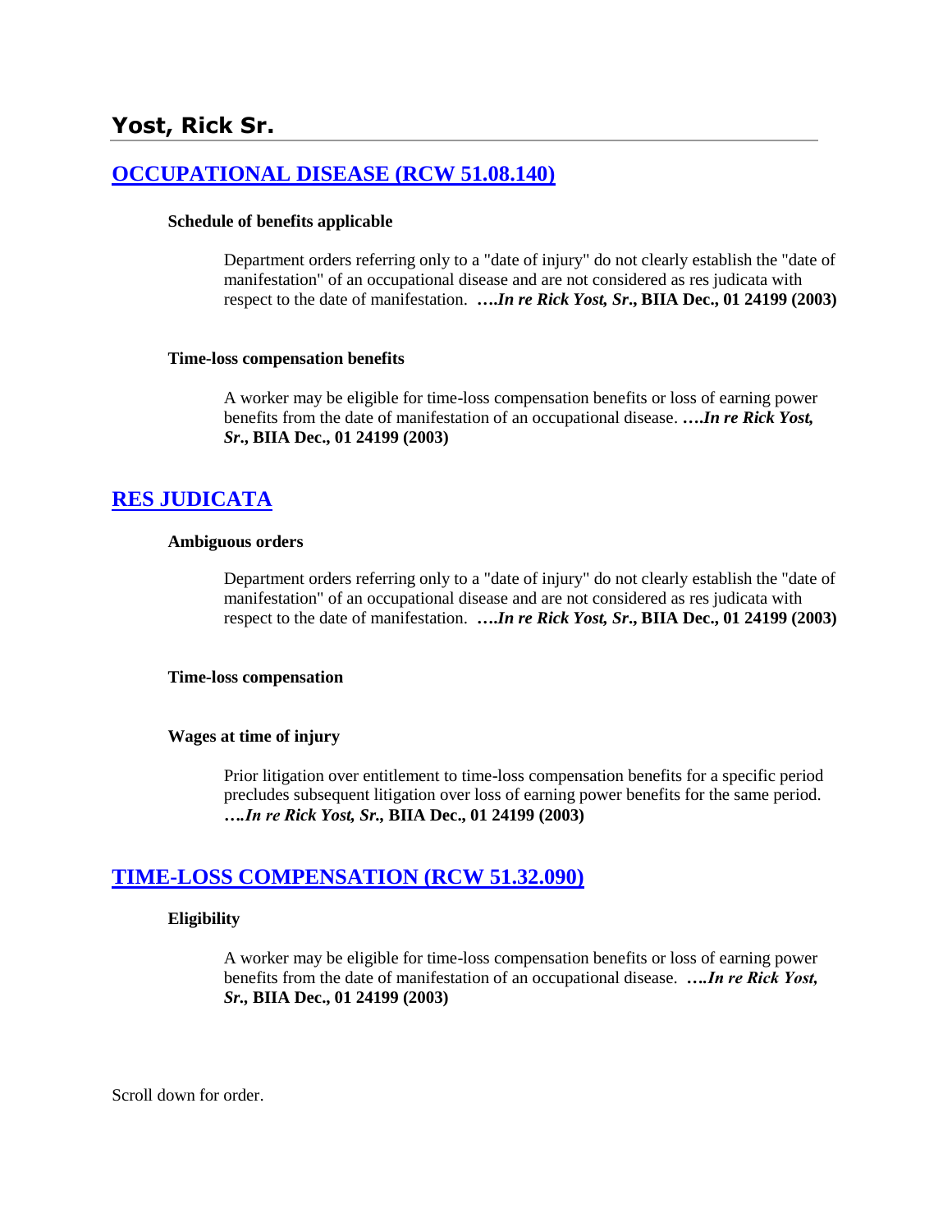# Yost, Rick Sr.

## [OCCUPATIONAL DISEASE (RCW 51.08.140)]

**Schedule of benefits applicable**

Department orders referring only to a "date of injury" do not clearly establish the "date of manifestation" of an occupational disease and are not considered as res judicata with respect to the date of manifestation. ***….In re Rick Yost, Sr*., BIIA Dec., 01 24199 (2003)**

**Time-loss compensation benefits**

A worker may be eligible for time-loss compensation benefits or loss of earning power benefits from the date of manifestation of an occupational disease. ***….In re Rick Yost, Sr*., BIIA Dec., 01 24199 (2003)**

## [RES JUDICATA]

**Ambiguous orders**

Department orders referring only to a "date of injury" do not clearly establish the "date of manifestation" of an occupational disease and are not considered as res judicata with respect to the date of manifestation. ***….In re Rick Yost, Sr*., BIIA Dec., 01 24199 (2003)**

**Time-loss compensation**

**Wages at time of injury**

Prior litigation over entitlement to time-loss compensation benefits for a specific period precludes subsequent litigation over loss of earning power benefits for the same period. ***….In re Rick Yost, Sr.,* BIIA Dec., 01 24199 (2003)**

## [TIME-LOSS COMPENSATION (RCW 51.32.090)]

**Eligibility**

A worker may be eligible for time-loss compensation benefits or loss of earning power benefits from the date of manifestation of an occupational disease. ***….In re Rick Yost, Sr.,* BIIA Dec., 01 24199 (2003)**

Scroll down for order.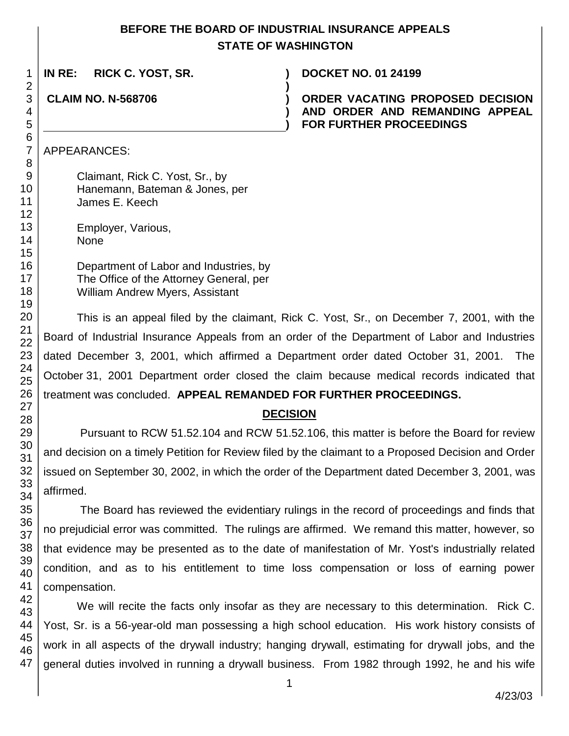**BEFORE THE BOARD OF INDUSTRIAL INSURANCE APPEALS**
**STATE OF WASHINGTON**

| | | |
|---|---|---|
| **IN RE: RICK C. YOST, SR.** | **)** | **DOCKET NO. 01 24199** |
| | **)** | |
| **CLAIM NO. N-568706** | **)** | **ORDER VACATING PROPOSED DECISION AND ORDER AND REMANDING APPEAL FOR FURTHER PROCEEDINGS** |

APPEARANCES:

Claimant, Rick C. Yost, Sr., by
Hanemann, Bateman & Jones, per
James E. Keech

Employer, Various,
None

Department of Labor and Industries, by
The Office of the Attorney General, per
William Andrew Myers, Assistant

This is an appeal filed by the claimant, Rick C. Yost, Sr., on December 7, 2001, with the Board of Industrial Insurance Appeals from an order of the Department of Labor and Industries dated December 3, 2001, which affirmed a Department order dated October 31, 2001. The October 31, 2001 Department order closed the claim because medical records indicated that treatment was concluded. **APPEAL REMANDED FOR FURTHER PROCEEDINGS.**

## DECISION

Pursuant to RCW 51.52.104 and RCW 51.52.106, this matter is before the Board for review and decision on a timely Petition for Review filed by the claimant to a Proposed Decision and Order issued on September 30, 2002, in which the order of the Department dated December 3, 2001, was affirmed.

The Board has reviewed the evidentiary rulings in the record of proceedings and finds that no prejudicial error was committed. The rulings are affirmed. We remand this matter, however, so that evidence may be presented as to the date of manifestation of Mr. Yost's industrially related condition, and as to his entitlement to time loss compensation or loss of earning power compensation.

We will recite the facts only insofar as they are necessary to this determination. Rick C. Yost, Sr. is a 56-year-old man possessing a high school education. His work history consists of work in all aspects of the drywall industry; hanging drywall, estimating for drywall jobs, and the general duties involved in running a drywall business. From 1982 through 1992, he and his wife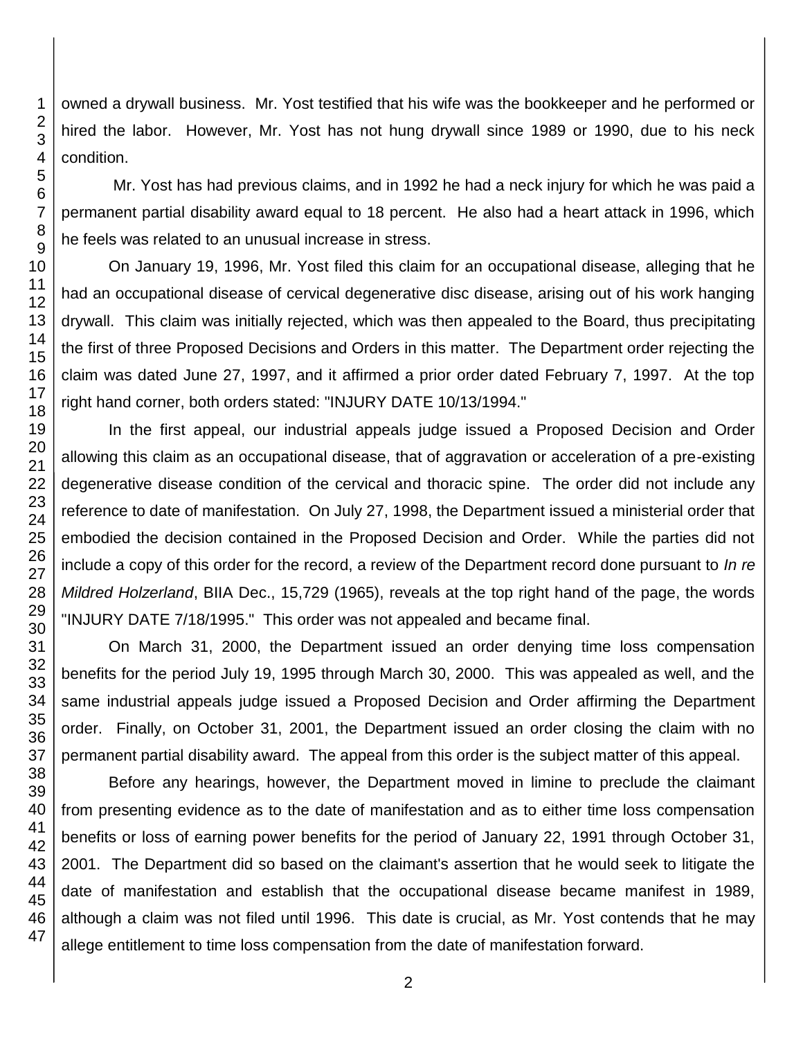owned a drywall business. Mr. Yost testified that his wife was the bookkeeper and he performed or hired the labor. However, Mr. Yost has not hung drywall since 1989 or 1990, due to his neck condition.

Mr. Yost has had previous claims, and in 1992 he had a neck injury for which he was paid a permanent partial disability award equal to 18 percent. He also had a heart attack in 1996, which he feels was related to an unusual increase in stress.

On January 19, 1996, Mr. Yost filed this claim for an occupational disease, alleging that he had an occupational disease of cervical degenerative disc disease, arising out of his work hanging drywall. This claim was initially rejected, which was then appealed to the Board, thus precipitating the first of three Proposed Decisions and Orders in this matter. The Department order rejecting the claim was dated June 27, 1997, and it affirmed a prior order dated February 7, 1997. At the top right hand corner, both orders stated: "INJURY DATE 10/13/1994."

In the first appeal, our industrial appeals judge issued a Proposed Decision and Order allowing this claim as an occupational disease, that of aggravation or acceleration of a pre-existing degenerative disease condition of the cervical and thoracic spine. The order did not include any reference to date of manifestation. On July 27, 1998, the Department issued a ministerial order that embodied the decision contained in the Proposed Decision and Order. While the parties did not include a copy of this order for the record, a review of the Department record done pursuant to *In re Mildred Holzerland*, BIIA Dec., 15,729 (1965), reveals at the top right hand of the page, the words "INJURY DATE 7/18/1995." This order was not appealed and became final.

On March 31, 2000, the Department issued an order denying time loss compensation benefits for the period July 19, 1995 through March 30, 2000. This was appealed as well, and the same industrial appeals judge issued a Proposed Decision and Order affirming the Department order. Finally, on October 31, 2001, the Department issued an order closing the claim with no permanent partial disability award. The appeal from this order is the subject matter of this appeal.

Before any hearings, however, the Department moved in limine to preclude the claimant from presenting evidence as to the date of manifestation and as to either time loss compensation benefits or loss of earning power benefits for the period of January 22, 1991 through October 31, 2001. The Department did so based on the claimant's assertion that he would seek to litigate the date of manifestation and establish that the occupational disease became manifest in 1989, although a claim was not filed until 1996. This date is crucial, as Mr. Yost contends that he may allege entitlement to time loss compensation from the date of manifestation forward.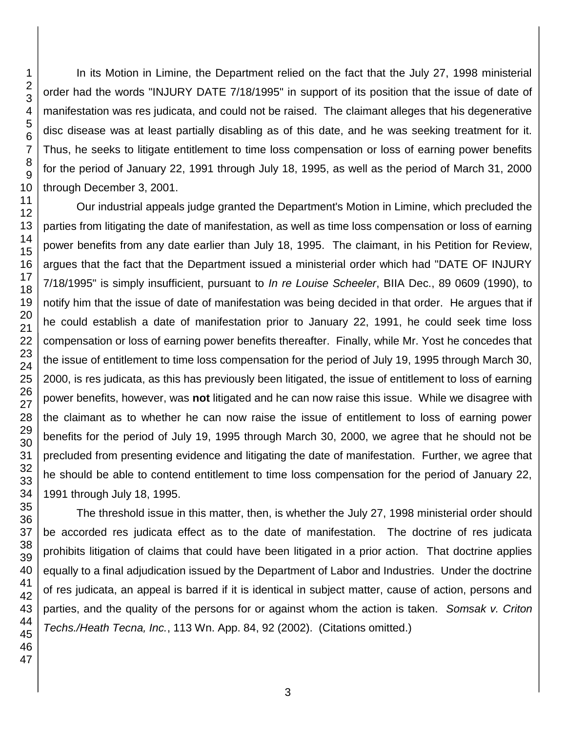In its Motion in Limine, the Department relied on the fact that the July 27, 1998 ministerial order had the words "INJURY DATE 7/18/1995" in support of its position that the issue of date of manifestation was res judicata, and could not be raised. The claimant alleges that his degenerative disc disease was at least partially disabling as of this date, and he was seeking treatment for it. Thus, he seeks to litigate entitlement to time loss compensation or loss of earning power benefits for the period of January 22, 1991 through July 18, 1995, as well as the period of March 31, 2000 through December 3, 2001.

Our industrial appeals judge granted the Department's Motion in Limine, which precluded the parties from litigating the date of manifestation, as well as time loss compensation or loss of earning power benefits from any date earlier than July 18, 1995. The claimant, in his Petition for Review, argues that the fact that the Department issued a ministerial order which had "DATE OF INJURY 7/18/1995" is simply insufficient, pursuant to *In re Louise Scheeler*, BIIA Dec., 89 0609 (1990), to notify him that the issue of date of manifestation was being decided in that order. He argues that if he could establish a date of manifestation prior to January 22, 1991, he could seek time loss compensation or loss of earning power benefits thereafter. Finally, while Mr. Yost he concedes that the issue of entitlement to time loss compensation for the period of July 19, 1995 through March 30, 2000, is res judicata, as this has previously been litigated, the issue of entitlement to loss of earning power benefits, however, was **not** litigated and he can now raise this issue. While we disagree with the claimant as to whether he can now raise the issue of entitlement to loss of earning power benefits for the period of July 19, 1995 through March 30, 2000, we agree that he should not be precluded from presenting evidence and litigating the date of manifestation. Further, we agree that he should be able to contend entitlement to time loss compensation for the period of January 22, 1991 through July 18, 1995.

The threshold issue in this matter, then, is whether the July 27, 1998 ministerial order should be accorded res judicata effect as to the date of manifestation. The doctrine of res judicata prohibits litigation of claims that could have been litigated in a prior action. That doctrine applies equally to a final adjudication issued by the Department of Labor and Industries. Under the doctrine of res judicata, an appeal is barred if it is identical in subject matter, cause of action, persons and parties, and the quality of the persons for or against whom the action is taken. *Somsak v. Criton Techs./Heath Tecna, Inc.*, 113 Wn. App. 84, 92 (2002). (Citations omitted.)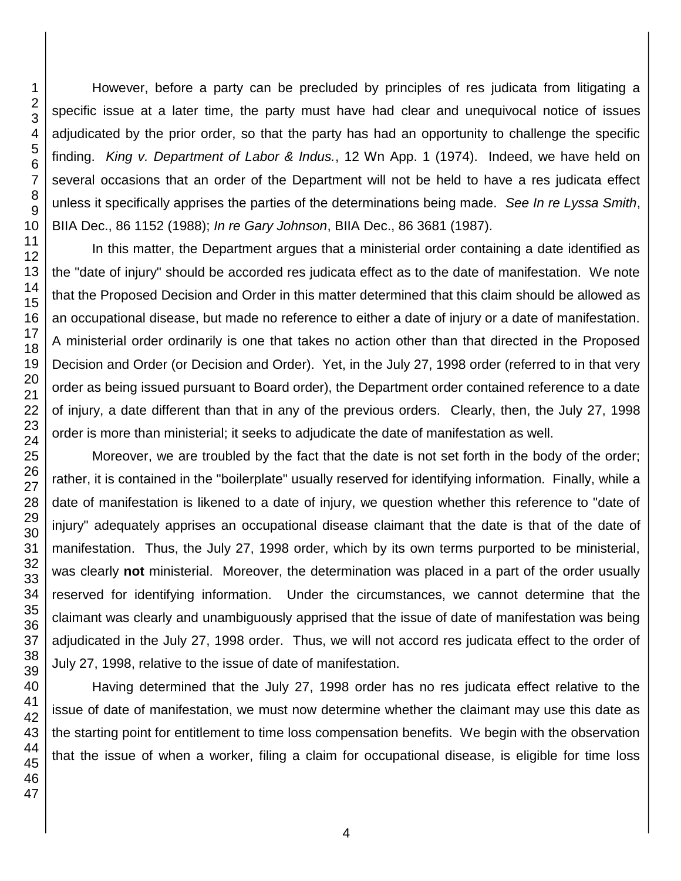However, before a party can be precluded by principles of res judicata from litigating a specific issue at a later time, the party must have had clear and unequivocal notice of issues adjudicated by the prior order, so that the party has had an opportunity to challenge the specific finding. *King v. Department of Labor & Indus.*, 12 Wn App. 1 (1974). Indeed, we have held on several occasions that an order of the Department will not be held to have a res judicata effect unless it specifically apprises the parties of the determinations being made. *See In re Lyssa Smith*, BIIA Dec., 86 1152 (1988); *In re Gary Johnson*, BIIA Dec., 86 3681 (1987).

In this matter, the Department argues that a ministerial order containing a date identified as the "date of injury" should be accorded res judicata effect as to the date of manifestation. We note that the Proposed Decision and Order in this matter determined that this claim should be allowed as an occupational disease, but made no reference to either a date of injury or a date of manifestation. A ministerial order ordinarily is one that takes no action other than that directed in the Proposed Decision and Order (or Decision and Order). Yet, in the July 27, 1998 order (referred to in that very order as being issued pursuant to Board order), the Department order contained reference to a date of injury, a date different than that in any of the previous orders. Clearly, then, the July 27, 1998 order is more than ministerial; it seeks to adjudicate the date of manifestation as well.

Moreover, we are troubled by the fact that the date is not set forth in the body of the order; rather, it is contained in the "boilerplate" usually reserved for identifying information. Finally, while a date of manifestation is likened to a date of injury, we question whether this reference to "date of injury" adequately apprises an occupational disease claimant that the date is that of the date of manifestation. Thus, the July 27, 1998 order, which by its own terms purported to be ministerial, was clearly **not** ministerial. Moreover, the determination was placed in a part of the order usually reserved for identifying information. Under the circumstances, we cannot determine that the claimant was clearly and unambiguously apprised that the issue of date of manifestation was being adjudicated in the July 27, 1998 order. Thus, we will not accord res judicata effect to the order of July 27, 1998, relative to the issue of date of manifestation.

Having determined that the July 27, 1998 order has no res judicata effect relative to the issue of date of manifestation, we must now determine whether the claimant may use this date as the starting point for entitlement to time loss compensation benefits. We begin with the observation that the issue of when a worker, filing a claim for occupational disease, is eligible for time loss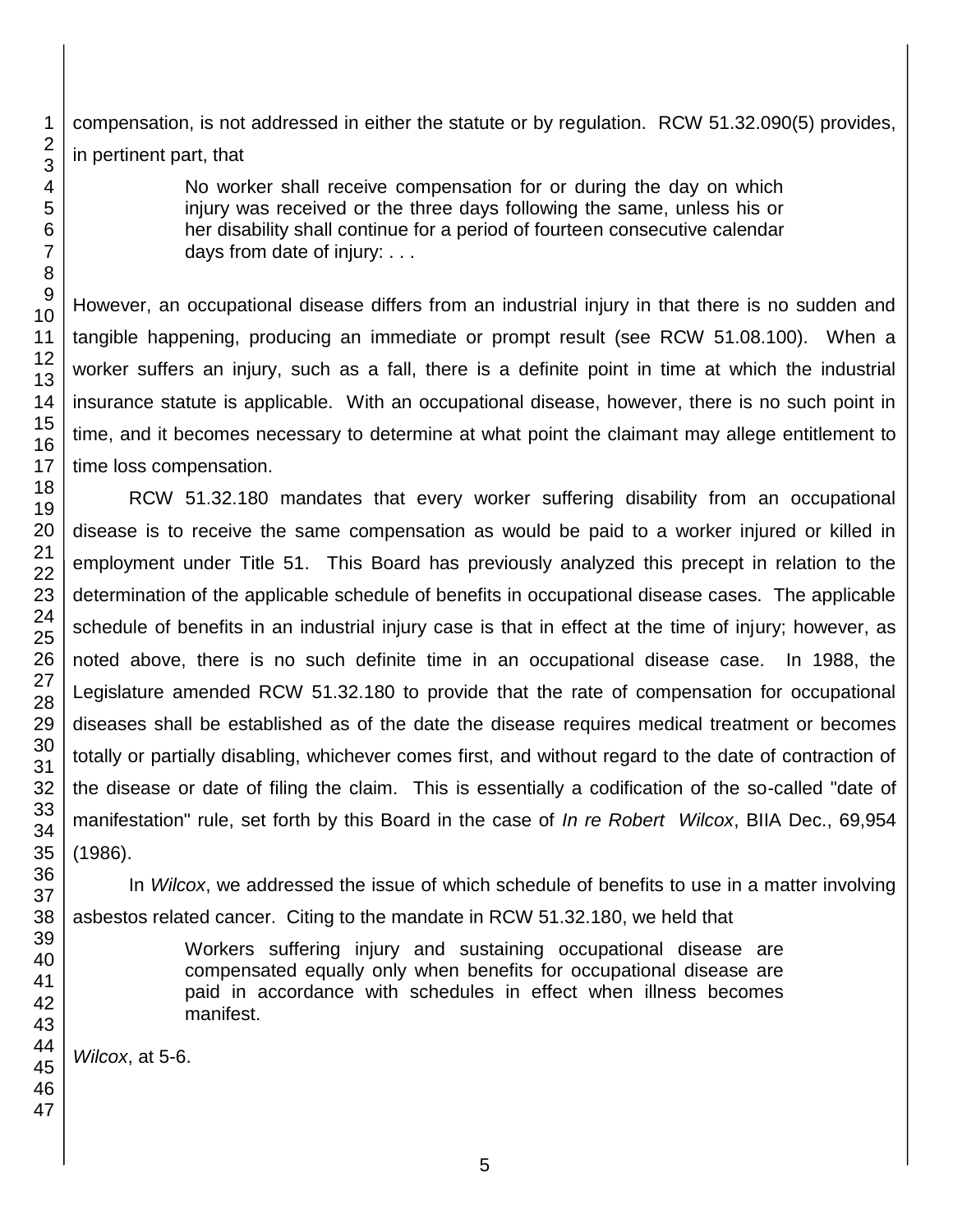compensation, is not addressed in either the statute or by regulation. RCW 51.32.090(5) provides, in pertinent part, that

> No worker shall receive compensation for or during the day on which injury was received or the three days following the same, unless his or her disability shall continue for a period of fourteen consecutive calendar days from date of injury: . . .

However, an occupational disease differs from an industrial injury in that there is no sudden and tangible happening, producing an immediate or prompt result (see RCW 51.08.100). When a worker suffers an injury, such as a fall, there is a definite point in time at which the industrial insurance statute is applicable. With an occupational disease, however, there is no such point in time, and it becomes necessary to determine at what point the claimant may allege entitlement to time loss compensation.

RCW 51.32.180 mandates that every worker suffering disability from an occupational disease is to receive the same compensation as would be paid to a worker injured or killed in employment under Title 51. This Board has previously analyzed this precept in relation to the determination of the applicable schedule of benefits in occupational disease cases. The applicable schedule of benefits in an industrial injury case is that in effect at the time of injury; however, as noted above, there is no such definite time in an occupational disease case. In 1988, the Legislature amended RCW 51.32.180 to provide that the rate of compensation for occupational diseases shall be established as of the date the disease requires medical treatment or becomes totally or partially disabling, whichever comes first, and without regard to the date of contraction of the disease or date of filing the claim. This is essentially a codification of the so-called "date of manifestation" rule, set forth by this Board in the case of *In re Robert Wilcox*, BIIA Dec., 69,954 (1986).

In *Wilcox*, we addressed the issue of which schedule of benefits to use in a matter involving asbestos related cancer. Citing to the mandate in RCW 51.32.180, we held that

> Workers suffering injury and sustaining occupational disease are compensated equally only when benefits for occupational disease are paid in accordance with schedules in effect when illness becomes manifest.

*Wilcox*, at 5-6.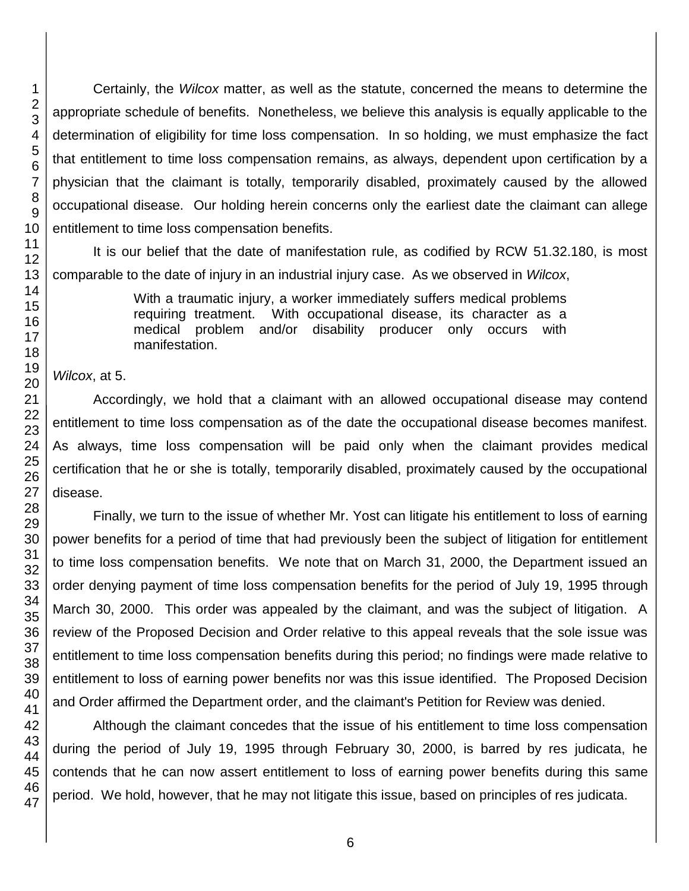Certainly, the *Wilcox* matter, as well as the statute, concerned the means to determine the appropriate schedule of benefits. Nonetheless, we believe this analysis is equally applicable to the determination of eligibility for time loss compensation. In so holding, we must emphasize the fact that entitlement to time loss compensation remains, as always, dependent upon certification by a physician that the claimant is totally, temporarily disabled, proximately caused by the allowed occupational disease. Our holding herein concerns only the earliest date the claimant can allege entitlement to time loss compensation benefits.

It is our belief that the date of manifestation rule, as codified by RCW 51.32.180, is most comparable to the date of injury in an industrial injury case. As we observed in *Wilcox*,

> With a traumatic injury, a worker immediately suffers medical problems requiring treatment. With occupational disease, its character as a medical problem and/or disability producer only occurs with manifestation.

*Wilcox*, at 5.

Accordingly, we hold that a claimant with an allowed occupational disease may contend entitlement to time loss compensation as of the date the occupational disease becomes manifest. As always, time loss compensation will be paid only when the claimant provides medical certification that he or she is totally, temporarily disabled, proximately caused by the occupational disease.

Finally, we turn to the issue of whether Mr. Yost can litigate his entitlement to loss of earning power benefits for a period of time that had previously been the subject of litigation for entitlement to time loss compensation benefits. We note that on March 31, 2000, the Department issued an order denying payment of time loss compensation benefits for the period of July 19, 1995 through March 30, 2000. This order was appealed by the claimant, and was the subject of litigation. A review of the Proposed Decision and Order relative to this appeal reveals that the sole issue was entitlement to time loss compensation benefits during this period; no findings were made relative to entitlement to loss of earning power benefits nor was this issue identified. The Proposed Decision and Order affirmed the Department order, and the claimant's Petition for Review was denied.

Although the claimant concedes that the issue of his entitlement to time loss compensation during the period of July 19, 1995 through February 30, 2000, is barred by res judicata, he contends that he can now assert entitlement to loss of earning power benefits during this same period. We hold, however, that he may not litigate this issue, based on principles of res judicata.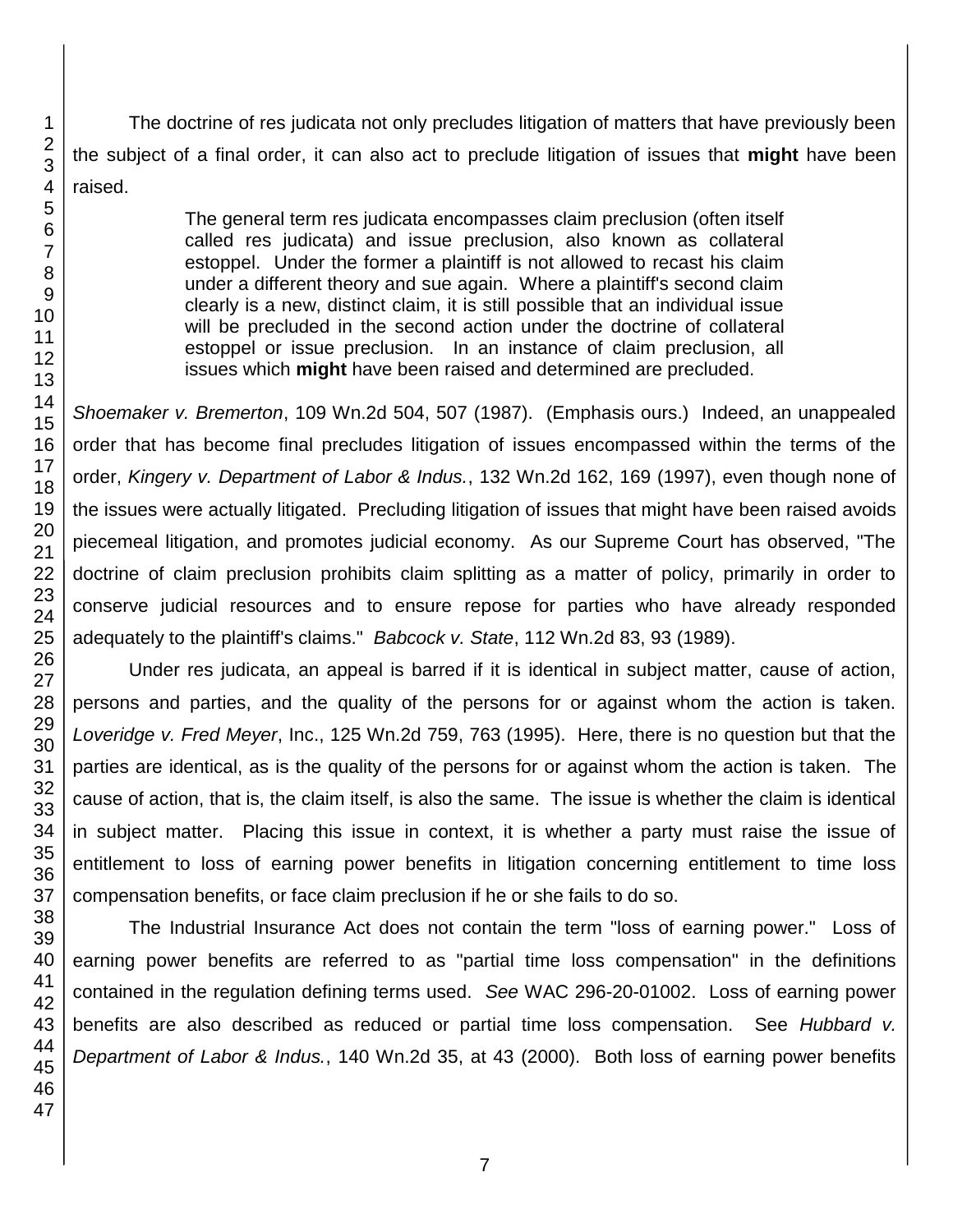The doctrine of res judicata not only precludes litigation of matters that have previously been the subject of a final order, it can also act to preclude litigation of issues that **might** have been raised.

> The general term res judicata encompasses claim preclusion (often itself called res judicata) and issue preclusion, also known as collateral estoppel. Under the former a plaintiff is not allowed to recast his claim under a different theory and sue again. Where a plaintiff's second claim clearly is a new, distinct claim, it is still possible that an individual issue will be precluded in the second action under the doctrine of collateral estoppel or issue preclusion. In an instance of claim preclusion, all issues which **might** have been raised and determined are precluded.

*Shoemaker v. Bremerton*, 109 Wn.2d 504, 507 (1987). (Emphasis ours.) Indeed, an unappealed order that has become final precludes litigation of issues encompassed within the terms of the order, *Kingery v. Department of Labor & Indus.*, 132 Wn.2d 162, 169 (1997), even though none of the issues were actually litigated. Precluding litigation of issues that might have been raised avoids piecemeal litigation, and promotes judicial economy. As our Supreme Court has observed, "The doctrine of claim preclusion prohibits claim splitting as a matter of policy, primarily in order to conserve judicial resources and to ensure repose for parties who have already responded adequately to the plaintiff's claims." *Babcock v. State*, 112 Wn.2d 83, 93 (1989).

Under res judicata, an appeal is barred if it is identical in subject matter, cause of action, persons and parties, and the quality of the persons for or against whom the action is taken. *Loveridge v. Fred Meyer*, Inc., 125 Wn.2d 759, 763 (1995). Here, there is no question but that the parties are identical, as is the quality of the persons for or against whom the action is taken. The cause of action, that is, the claim itself, is also the same. The issue is whether the claim is identical in subject matter. Placing this issue in context, it is whether a party must raise the issue of entitlement to loss of earning power benefits in litigation concerning entitlement to time loss compensation benefits, or face claim preclusion if he or she fails to do so.

The Industrial Insurance Act does not contain the term "loss of earning power." Loss of earning power benefits are referred to as "partial time loss compensation" in the definitions contained in the regulation defining terms used. *See* WAC 296-20-01002. Loss of earning power benefits are also described as reduced or partial time loss compensation. See *Hubbard v. Department of Labor & Indus.*, 140 Wn.2d 35, at 43 (2000). Both loss of earning power benefits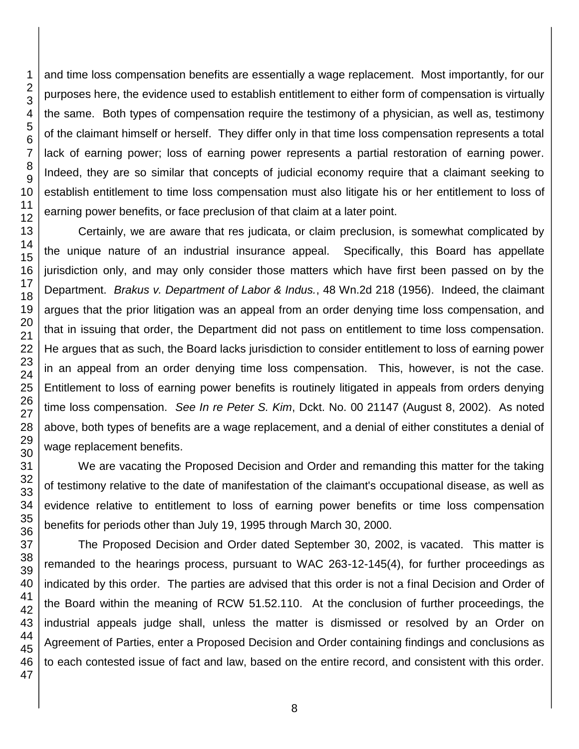and time loss compensation benefits are essentially a wage replacement. Most importantly, for our purposes here, the evidence used to establish entitlement to either form of compensation is virtually the same. Both types of compensation require the testimony of a physician, as well as, testimony of the claimant himself or herself. They differ only in that time loss compensation represents a total lack of earning power; loss of earning power represents a partial restoration of earning power. Indeed, they are so similar that concepts of judicial economy require that a claimant seeking to establish entitlement to time loss compensation must also litigate his or her entitlement to loss of earning power benefits, or face preclusion of that claim at a later point.

Certainly, we are aware that res judicata, or claim preclusion, is somewhat complicated by the unique nature of an industrial insurance appeal. Specifically, this Board has appellate jurisdiction only, and may only consider those matters which have first been passed on by the Department. *Brakus v. Department of Labor & Indus.*, 48 Wn.2d 218 (1956). Indeed, the claimant argues that the prior litigation was an appeal from an order denying time loss compensation, and that in issuing that order, the Department did not pass on entitlement to time loss compensation. He argues that as such, the Board lacks jurisdiction to consider entitlement to loss of earning power in an appeal from an order denying time loss compensation. This, however, is not the case. Entitlement to loss of earning power benefits is routinely litigated in appeals from orders denying time loss compensation. *See In re Peter S. Kim*, Dckt. No. 00 21147 (August 8, 2002). As noted above, both types of benefits are a wage replacement, and a denial of either constitutes a denial of wage replacement benefits.

We are vacating the Proposed Decision and Order and remanding this matter for the taking of testimony relative to the date of manifestation of the claimant's occupational disease, as well as evidence relative to entitlement to loss of earning power benefits or time loss compensation benefits for periods other than July 19, 1995 through March 30, 2000.

The Proposed Decision and Order dated September 30, 2002, is vacated. This matter is remanded to the hearings process, pursuant to WAC 263-12-145(4), for further proceedings as indicated by this order. The parties are advised that this order is not a final Decision and Order of the Board within the meaning of RCW 51.52.110. At the conclusion of further proceedings, the industrial appeals judge shall, unless the matter is dismissed or resolved by an Order on Agreement of Parties, enter a Proposed Decision and Order containing findings and conclusions as to each contested issue of fact and law, based on the entire record, and consistent with this order.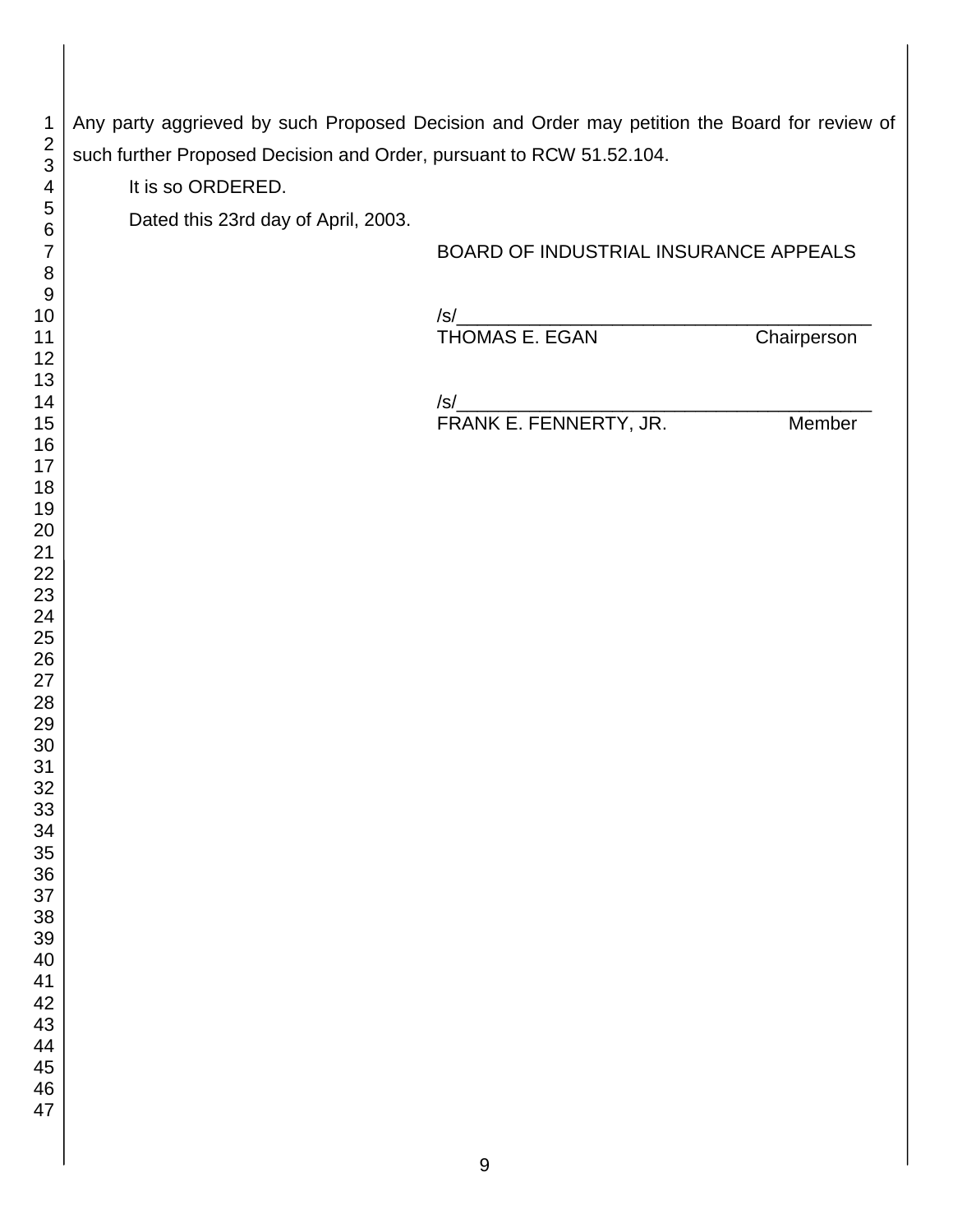Any party aggrieved by such Proposed Decision and Order may petition the Board for review of such further Proposed Decision and Order, pursuant to RCW 51.52.104.

It is so ORDERED.

Dated this 23rd day of April, 2003.

BOARD OF INDUSTRIAL INSURANCE APPEALS

/s/_________________________________________
THOMAS E. EGAN Chairperson

/s/_________________________________________
FRANK E. FENNERTY, JR. Member